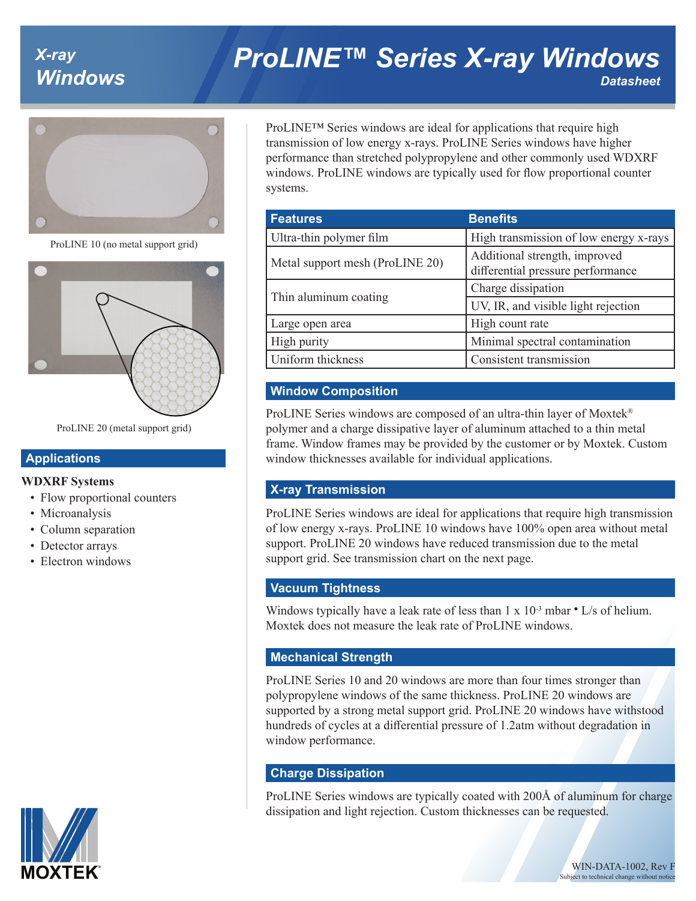# ProLINE™ Series X-ray Windows

*X-ray Windows* — *Datasheet*

ProLINE 10 (no metal support grid)

ProLINE 20 (metal support grid)

## Applications

**WDXRF Systems**

- Flow proportional counters
- Microanalysis
- Column separation
- Detector arrays
- Electron windows

ProLINE™ Series windows are ideal for applications that require high transmission of low energy x-rays. ProLINE Series windows have higher performance than stretched polypropylene and other commonly used WDXRF windows. ProLINE windows are typically used for flow proportional counter systems.

| Features | Benefits |
|---|---|
| Ultra-thin polymer film | High transmission of low energy x-rays |
| Metal support mesh (ProLINE 20) | Additional strength, improved differential pressure performance |
| Thin aluminum coating | Charge dissipation |
| | UV, IR, and visible light rejection |
| Large open area | High count rate |
| High purity | Minimal spectral contamination |
| Uniform thickness | Consistent transmission |

## Window Composition

ProLINE Series windows are composed of an ultra-thin layer of Moxtek® polymer and a charge dissipative layer of aluminum attached to a thin metal frame. Window frames may be provided by the customer or by Moxtek. Custom window thicknesses available for individual applications.

## X-ray Transmission

ProLINE Series windows are ideal for applications that require high transmission of low energy x-rays. ProLINE 10 windows have 100% open area without metal support. ProLINE 20 windows have reduced transmission due to the metal support grid. See transmission chart on the next page.

## Vacuum Tightness

Windows typically have a leak rate of less than 1 x $10^{-3}$ mbar • L/s of helium. Moxtek does not measure the leak rate of ProLINE windows.

## Mechanical Strength

ProLINE Series 10 and 20 windows are more than four times stronger than polypropylene windows of the same thickness. ProLINE 20 windows are supported by a strong metal support grid. ProLINE 20 windows have withstood hundreds of cycles at a differential pressure of 1.2atm without degradation in window performance.

## Charge Dissipation

ProLINE Series windows are typically coated with 200Å of aluminum for charge dissipation and light rejection. Custom thicknesses can be requested.

MOXTEK®

WIN-DATA-1002, Rev F
Subject to technical change without notice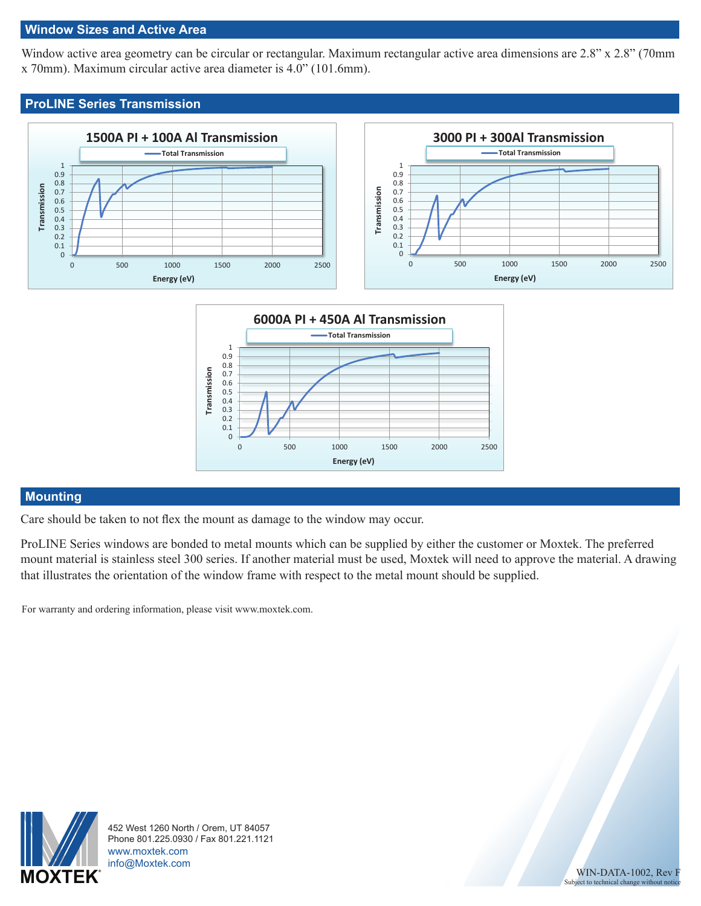## Window Sizes and Active Area

Window active area geometry can be circular or rectangular. Maximum rectangular active area dimensions are 2.8” x 2.8” (70mm x 70mm). Maximum circular active area diameter is 4.0” (101.6mm).

## ProLINE Series Transmission

1500A PI + 100A Al Transmission

Total Transmission

Transmission

1
0.9
0.8
0.7
0.6
0.5
0.4
0.3
0.2
0.1
0

0 500 1000 1500 2000 2500

Energy (eV)

3000 PI + 300Al Transmission

Total Transmission

Transmission

1
0.9
0.8
0.7
0.6
0.5
0.4
0.3
0.2
0.1
0

0 500 1000 1500 2000 2500

Energy (eV)

6000A PI + 450A Al Transmission

Total Transmission

Transmission

1
0.9
0.8
0.7
0.6
0.5
0.4
0.3
0.2
0.1
0

0 500 1000 1500 2000 2500

Energy (eV)

## Mounting

Care should be taken to not flex the mount as damage to the window may occur.

ProLINE Series windows are bonded to metal mounts which can be supplied by either the customer or Moxtek. The preferred mount material is stainless steel 300 series. If another material must be used, Moxtek will need to approve the material. A drawing that illustrates the orientation of the window frame with respect to the metal mount should be supplied.

For warranty and ordering information, please visit www.moxtek.com.

MOXTEK®

452 West 1260 North / Orem, UT 84057
Phone 801.225.0930 / Fax 801.221.1121
www.moxtek.com
info@Moxtek.com

WIN-DATA-1002, Rev F
Subject to technical change without notice